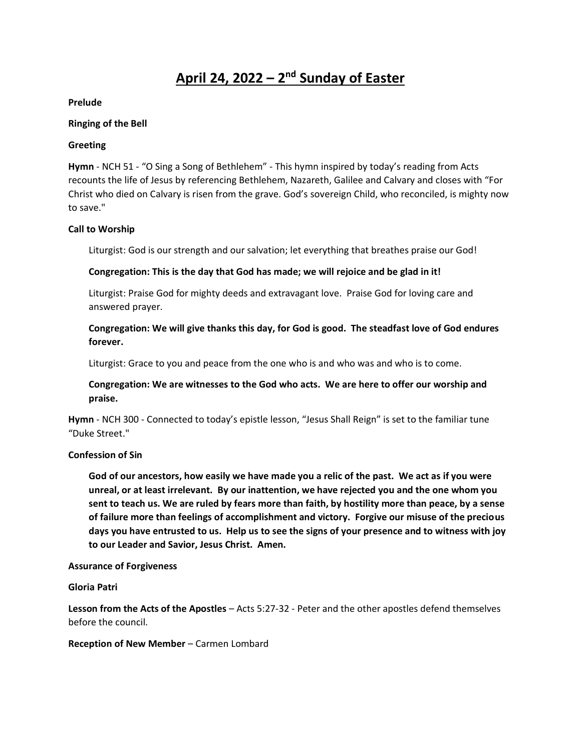# April 24, 2022 – 2nd Sunday of Easter

**Prelude**

**Ringing of the Bell**

**Greeting**

**Hymn** - NCH 51 - "O Sing a Song of Bethlehem" - This hymn inspired by today's reading from Acts recounts the life of Jesus by referencing Bethlehem, Nazareth, Galilee and Calvary and closes with "For Christ who died on Calvary is risen from the grave. God's sovereign Child, who reconciled, is mighty now to save."

**Call to Worship**

> Liturgist: God is our strength and our salvation; let everything that breathes praise our God!
>
> **Congregation: This is the day that God has made; we will rejoice and be glad in it!**
>
> Liturgist: Praise God for mighty deeds and extravagant love. Praise God for loving care and answered prayer.
>
> **Congregation: We will give thanks this day, for God is good. The steadfast love of God endures forever.**
>
> Liturgist: Grace to you and peace from the one who is and who was and who is to come.
>
> **Congregation: We are witnesses to the God who acts. We are here to offer our worship and praise.**

**Hymn** - NCH 300 - Connected to today's epistle lesson, "Jesus Shall Reign" is set to the familiar tune "Duke Street."

**Confession of Sin**

> **God of our ancestors, how easily we have made you a relic of the past. We act as if you were unreal, or at least irrelevant. By our inattention, we have rejected you and the one whom you sent to teach us. We are ruled by fears more than faith, by hostility more than peace, by a sense of failure more than feelings of accomplishment and victory. Forgive our misuse of the precious days you have entrusted to us. Help us to see the signs of your presence and to witness with joy to our Leader and Savior, Jesus Christ. Amen.**

**Assurance of Forgiveness**

**Gloria Patri**

**Lesson from the Acts of the Apostles** – Acts 5:27-32 - Peter and the other apostles defend themselves before the council.

**Reception of New Member** – Carmen Lombard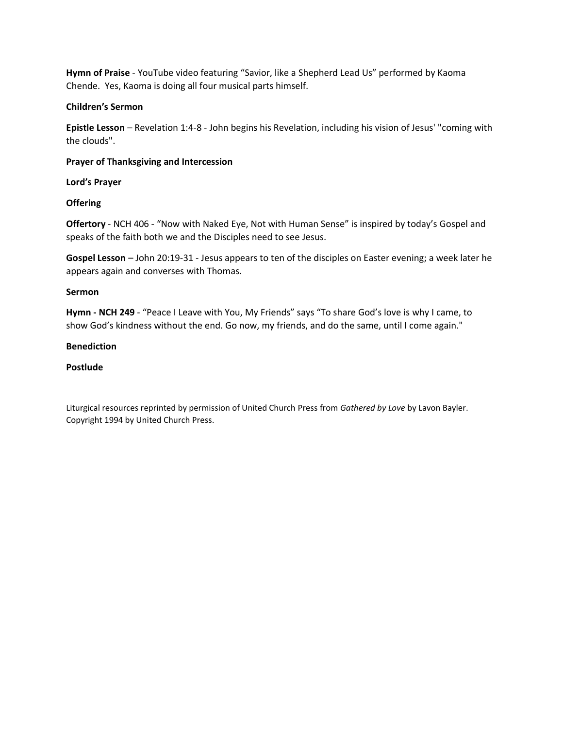**Hymn of Praise** - YouTube video featuring “Savior, like a Shepherd Lead Us” performed by Kaoma Chende. Yes, Kaoma is doing all four musical parts himself.

**Children’s Sermon**

**Epistle Lesson** – Revelation 1:4-8 - John begins his Revelation, including his vision of Jesus' "coming with the clouds".

**Prayer of Thanksgiving and Intercession**

**Lord’s Prayer**

**Offering**

**Offertory** - NCH 406 - “Now with Naked Eye, Not with Human Sense” is inspired by today’s Gospel and speaks of the faith both we and the Disciples need to see Jesus.

**Gospel Lesson** – John 20:19-31 - Jesus appears to ten of the disciples on Easter evening; a week later he appears again and converses with Thomas.

**Sermon**

**Hymn - NCH 249** - “Peace I Leave with You, My Friends” says “To share God’s love is why I came, to show God’s kindness without the end. Go now, my friends, and do the same, until I come again."

**Benediction**

**Postlude**

Liturgical resources reprinted by permission of United Church Press from *Gathered by Love* by Lavon Bayler. Copyright 1994 by United Church Press.